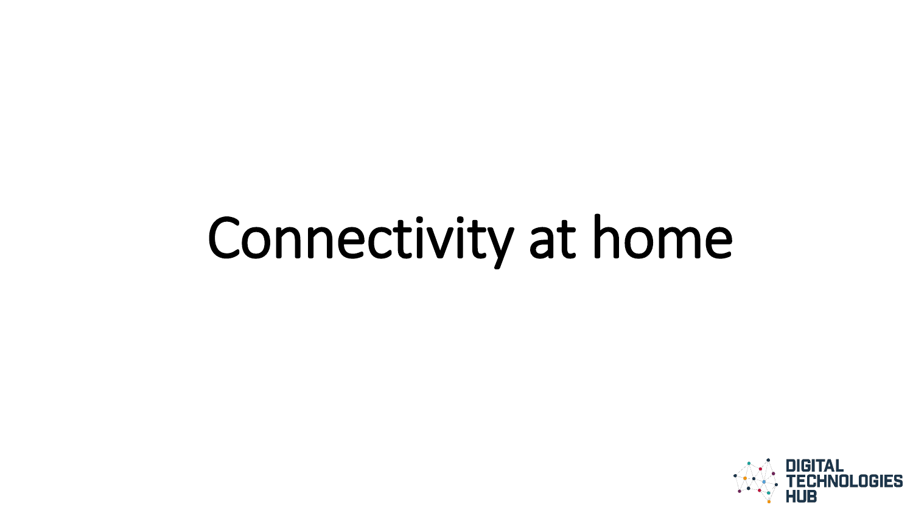# Connectivity at home

DIGITAL TECHNOLOGIES HUB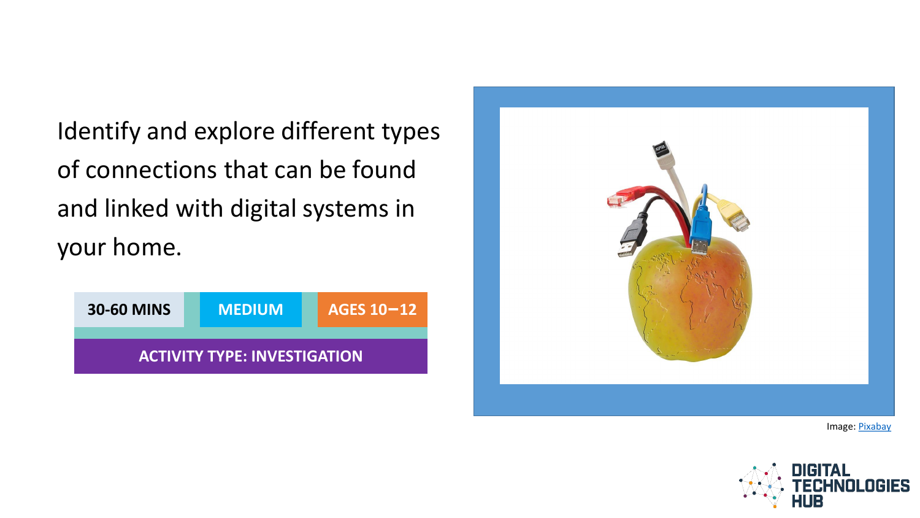Identify and explore different types of connections that can be found and linked with digital systems in your home.

| 30-60 MINS | MEDIUM | AGES 10–12 |
| --- | --- | --- |
| ACTIVITY TYPE: INVESTIGATION | | |

Image: [Pixabay]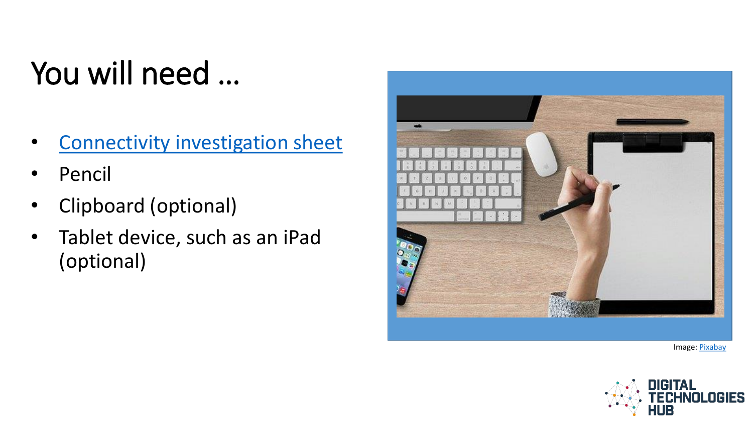# You will need …

- Connectivity investigation sheet
- Pencil
- Clipboard (optional)
- Tablet device, such as an iPad (optional)

Image: Pixabay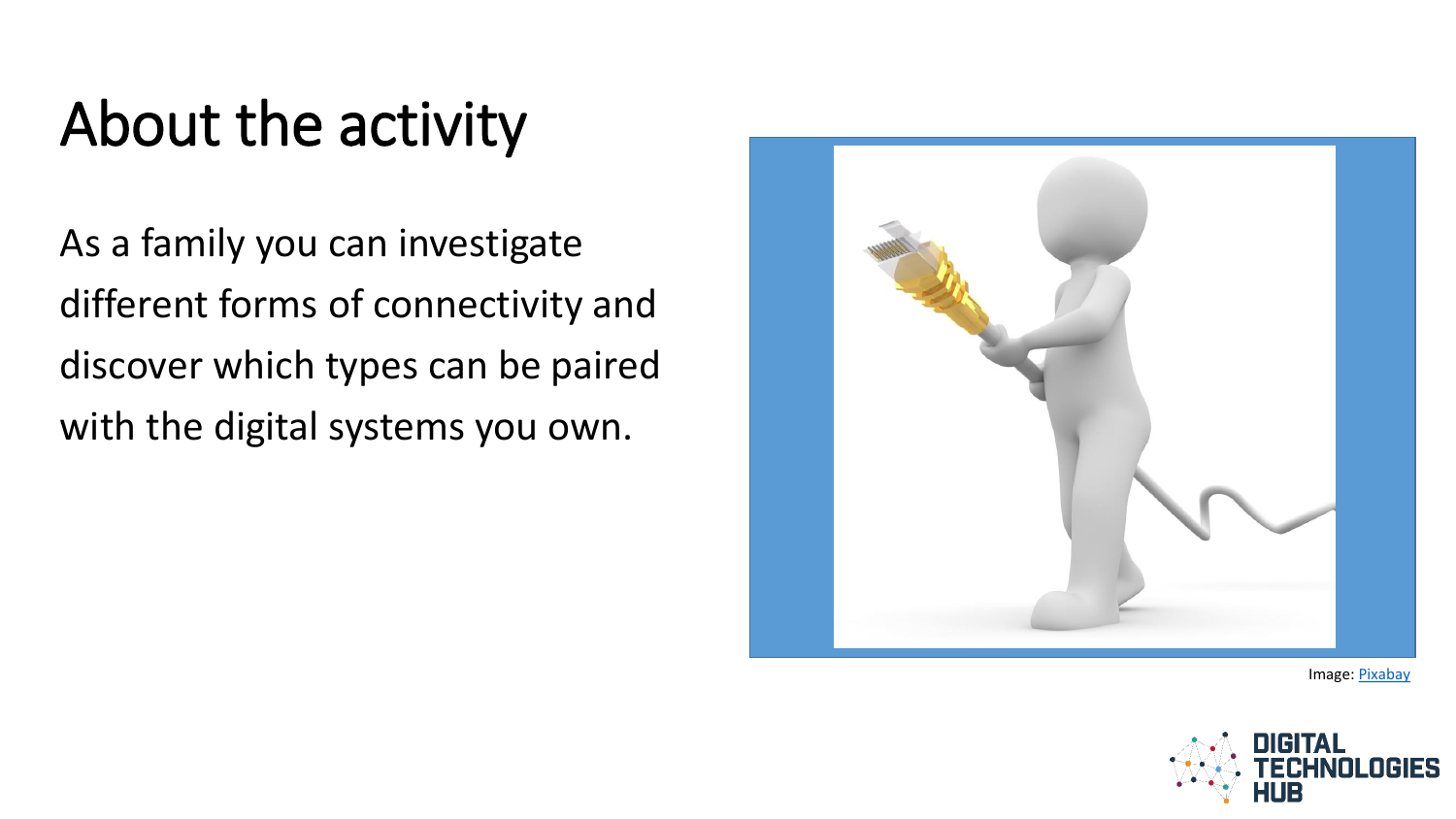# About the activity

As a family you can investigate different forms of connectivity and discover which types can be paired with the digital systems you own.

Image: Pixabay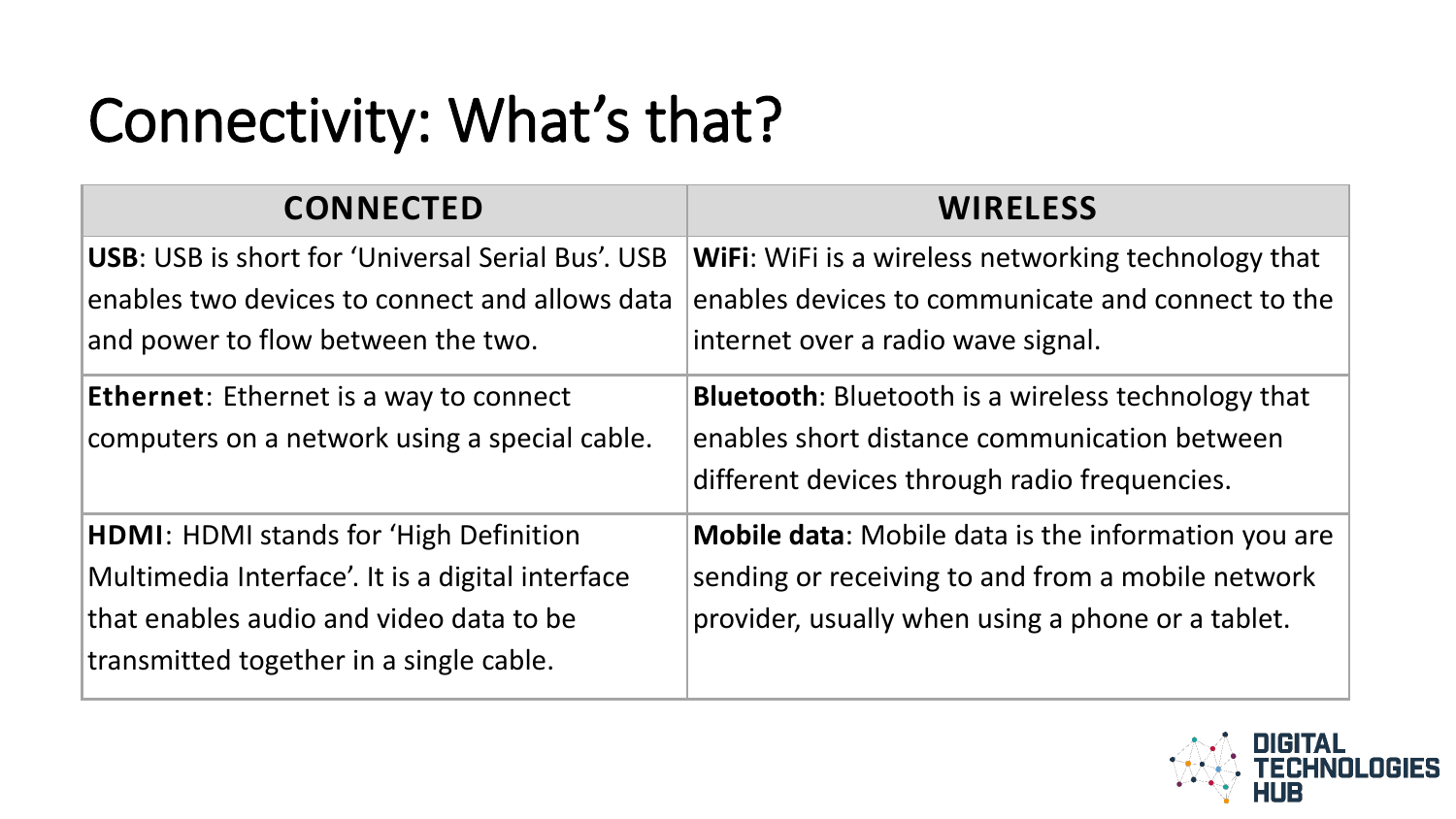# Connectivity: What's that?

| CONNECTED | WIRELESS |
| --- | --- |
| **USB**: USB is short for 'Universal Serial Bus'. USB enables two devices to connect and allows data and power to flow between the two. | **WiFi**: WiFi is a wireless networking technology that enables devices to communicate and connect to the internet over a radio wave signal. |
| **Ethernet**: Ethernet is a way to connect computers on a network using a special cable. | **Bluetooth**: Bluetooth is a wireless technology that enables short distance communication between different devices through radio frequencies. |
| **HDMI**: HDMI stands for 'High Definition Multimedia Interface'. It is a digital interface that enables audio and video data to be transmitted together in a single cable. | **Mobile data**: Mobile data is the information you are sending or receiving to and from a mobile network provider, usually when using a phone or a tablet. |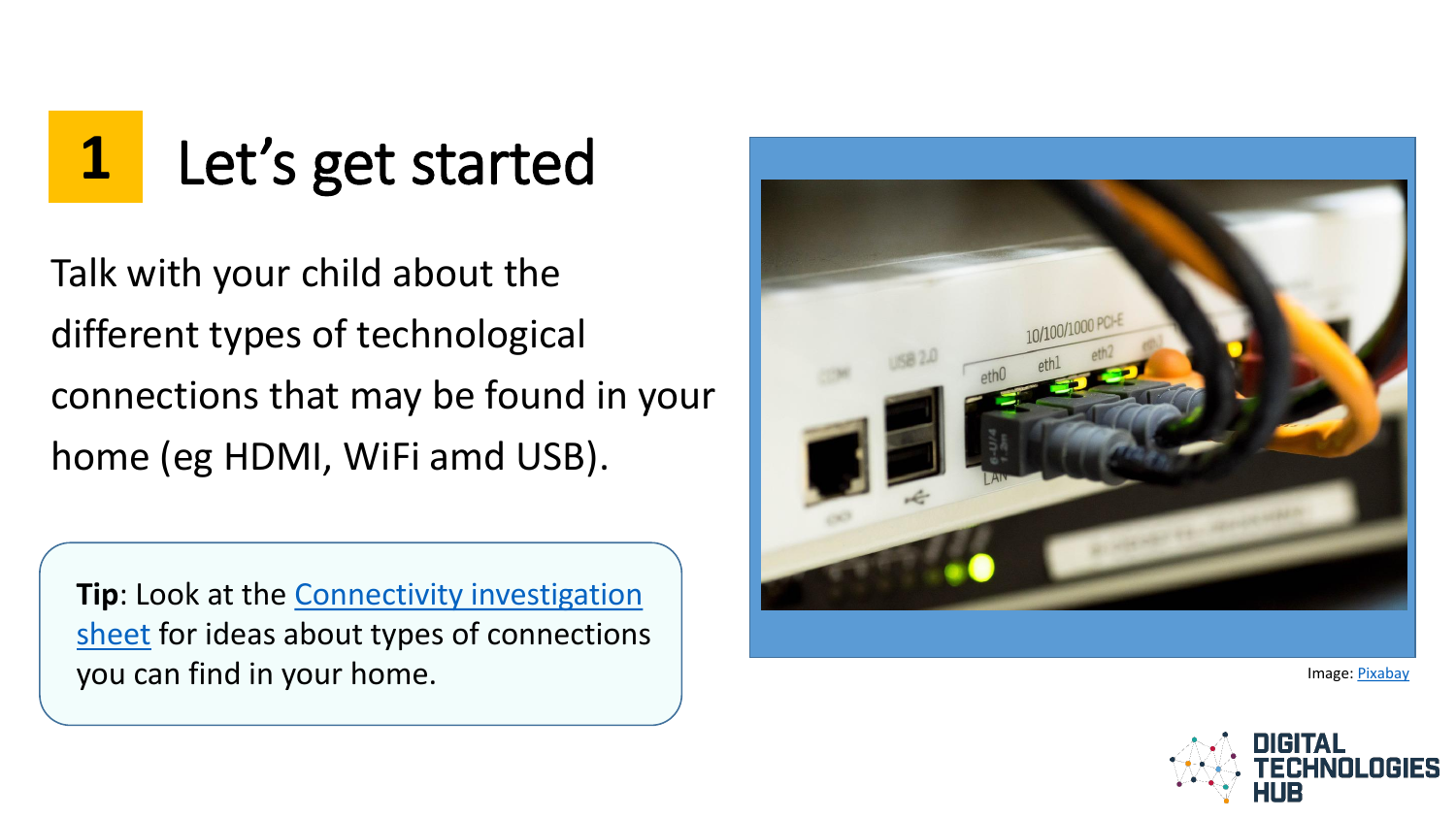# 1 Let's get started

Talk with your child about the different types of technological connections that may be found in your home (eg HDMI, WiFi amd USB).

**Tip**: Look at the Connectivity investigation sheet for ideas about types of connections you can find in your home.

Image: Pixabay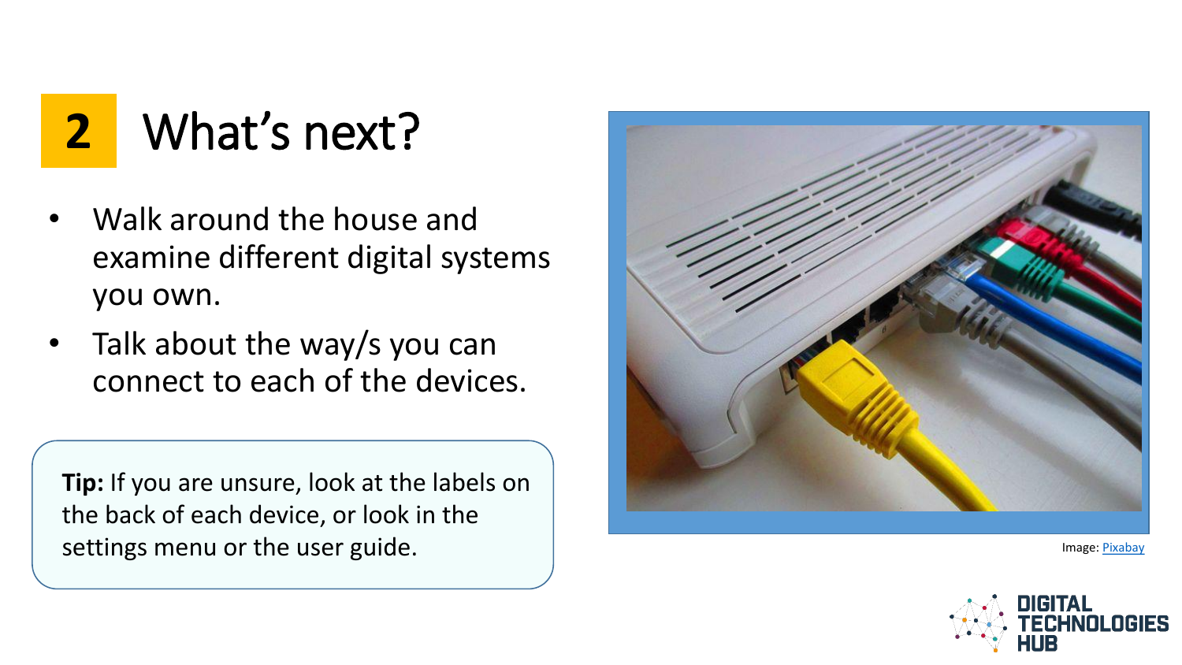# 2 What's next?

- Walk around the house and examine different digital systems you own.
- Talk about the way/s you can connect to each of the devices.

**Tip:** If you are unsure, look at the labels on the back of each device, or look in the settings menu or the user guide.

Image: Pixabay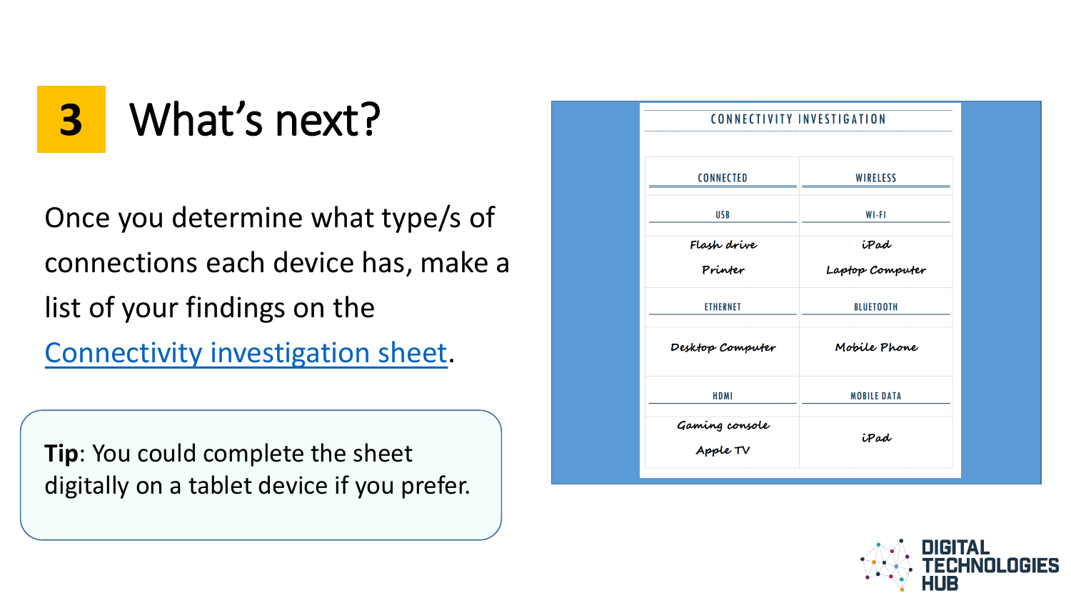# 3 What's next?

Once you determine what type/s of connections each device has, make a list of your findings on the Connectivity investigation sheet.

**Tip**: You could complete the sheet digitally on a tablet device if you prefer.

**CONNECTIVITY INVESTIGATION**

| CONNECTED | WIRELESS |
|---|---|
| USB | WI-FI |
| Flash drive<br>Printer | iPad<br>Laptop Computer |
| ETHERNET | BLUETOOTH |
| Desktop Computer | Mobile Phone |
| HDMI | MOBILE DATA |
| Gaming console<br>Apple TV | iPad |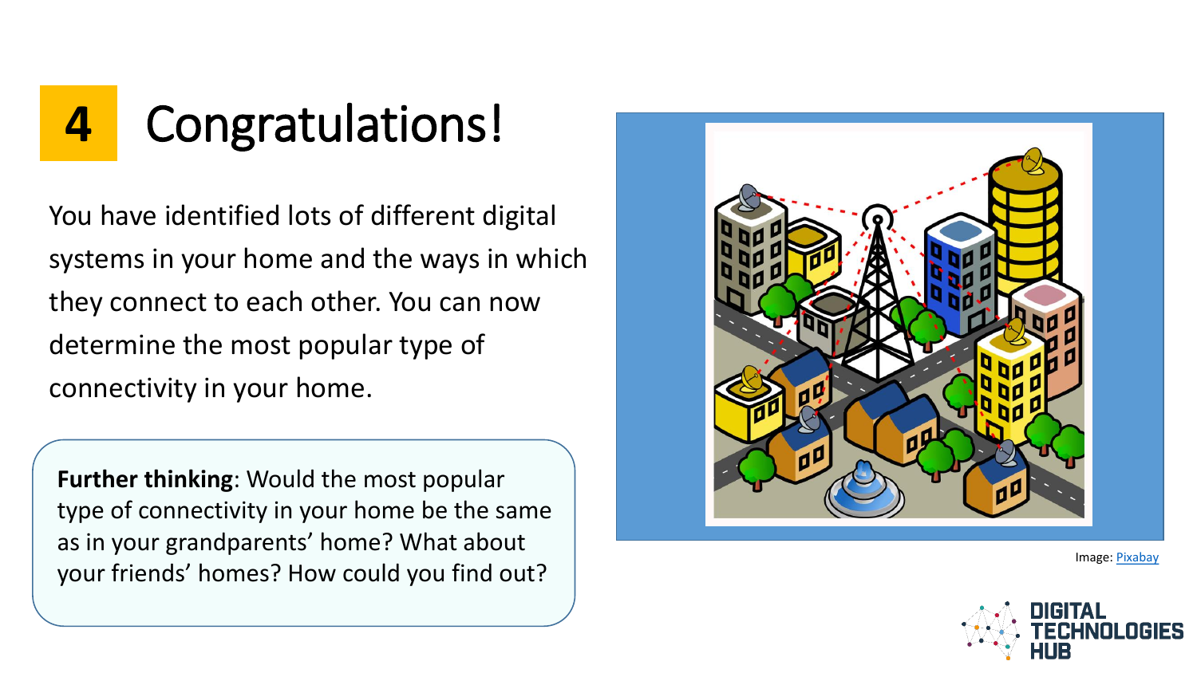# 4 Congratulations!

You have identified lots of different digital systems in your home and the ways in which they connect to each other. You can now determine the most popular type of connectivity in your home.

**Further thinking**: Would the most popular type of connectivity in your home be the same as in your grandparents' home? What about your friends' homes? How could you find out?

Image: Pixabay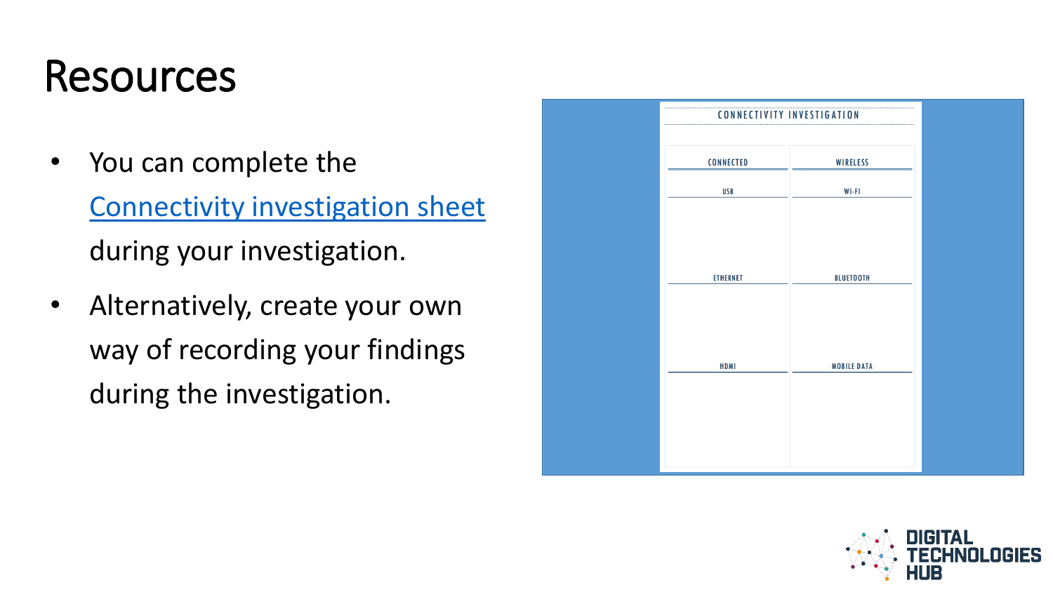# Resources

- You can complete the [Connectivity investigation sheet](Connectivity investigation sheet) during your investigation.
- Alternatively, create your own way of recording your findings during the investigation.

CONNECTIVITY INVESTIGATION

| CONNECTED | WIRELESS |
| --- | --- |
| USB | WI-FI |
| ETHERNET | BLUETOOTH |
| HDMI | MOBILE DATA |

DIGITAL TECHNOLOGIES HUB